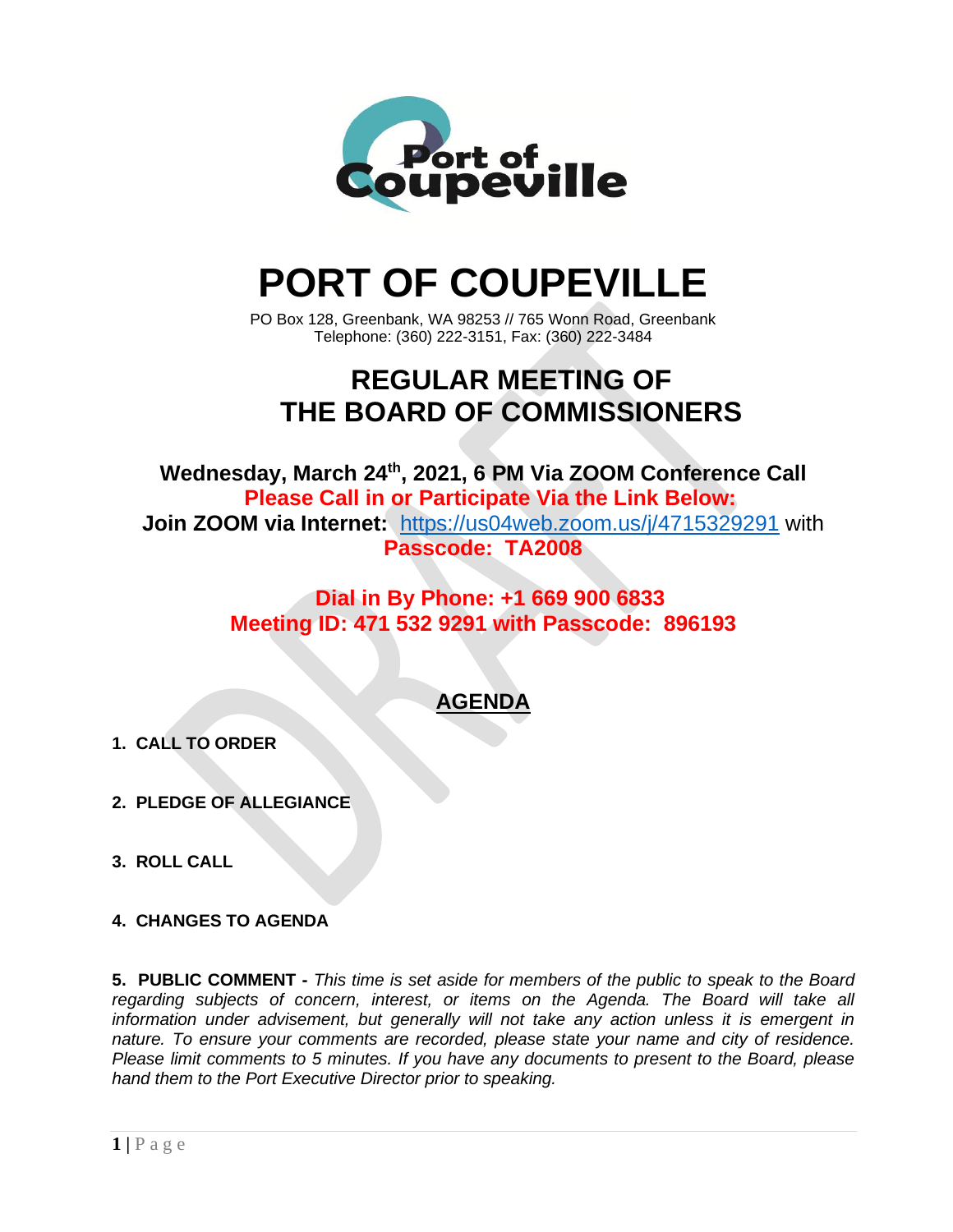# PORT OF COUPEVILLE

PO Box 128, Greenbank, WA 98253 // 765 Wonn Road, Greenbank
Telephone: (360) 222-3151, Fax: (360) 222-3484

## REGULAR MEETING OF THE BOARD OF COMMISSIONERS

**Wednesday, March 24th, 2021, 6 PM Via ZOOM Conference Call**
**Please Call in or Participate Via the Link Below:**
**Join ZOOM via Internet:** https://us04web.zoom.us/j/4715329291 with **Passcode: TA2008**

**Dial in By Phone: +1 669 900 6833**
**Meeting ID: 471 532 9291 with Passcode: 896193**

## AGENDA

1. **CALL TO ORDER**

2. **PLEDGE OF ALLEGIANCE**

3. **ROLL CALL**

4. **CHANGES TO AGENDA**

5. **PUBLIC COMMENT -** *This time is set aside for members of the public to speak to the Board regarding subjects of concern, interest, or items on the Agenda. The Board will take all information under advisement, but generally will not take any action unless it is emergent in nature. To ensure your comments are recorded, please state your name and city of residence. Please limit comments to 5 minutes. If you have any documents to present to the Board, please hand them to the Port Executive Director prior to speaking.*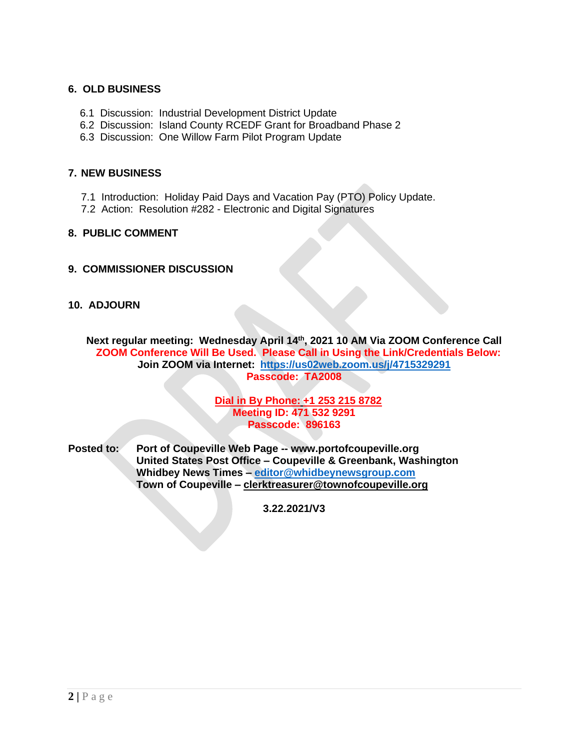## 6. OLD BUSINESS

6.1 Discussion: Industrial Development District Update
6.2 Discussion: Island County RCEDF Grant for Broadband Phase 2
6.3 Discussion: One Willow Farm Pilot Program Update

## 7. NEW BUSINESS

7.1 Introduction: Holiday Paid Days and Vacation Pay (PTO) Policy Update.
7.2 Action: Resolution #282 - Electronic and Digital Signatures

## 8. PUBLIC COMMENT

## 9. COMMISSIONER DISCUSSION

## 10. ADJOURN

**Next regular meeting: Wednesday April 14th, 2021 10 AM Via ZOOM Conference Call**
**ZOOM Conference Will Be Used. Please Call in Using the Link/Credentials Below:**
**Join ZOOM via Internet: https://us02web.zoom.us/j/4715329291**
**Passcode: TA2008**

**Dial in By Phone: +1 253 215 8782**
**Meeting ID: 471 532 9291**
**Passcode: 896163**

**Posted to:** **Port of Coupeville Web Page -- www.portofcoupeville.org**
**United States Post Office – Coupeville & Greenbank, Washington**
**Whidbey News Times – editor@whidbeynewsgroup.com**
**Town of Coupeville – clerktreasurer@townofcoupeville.org**

**3.22.2021/V3**